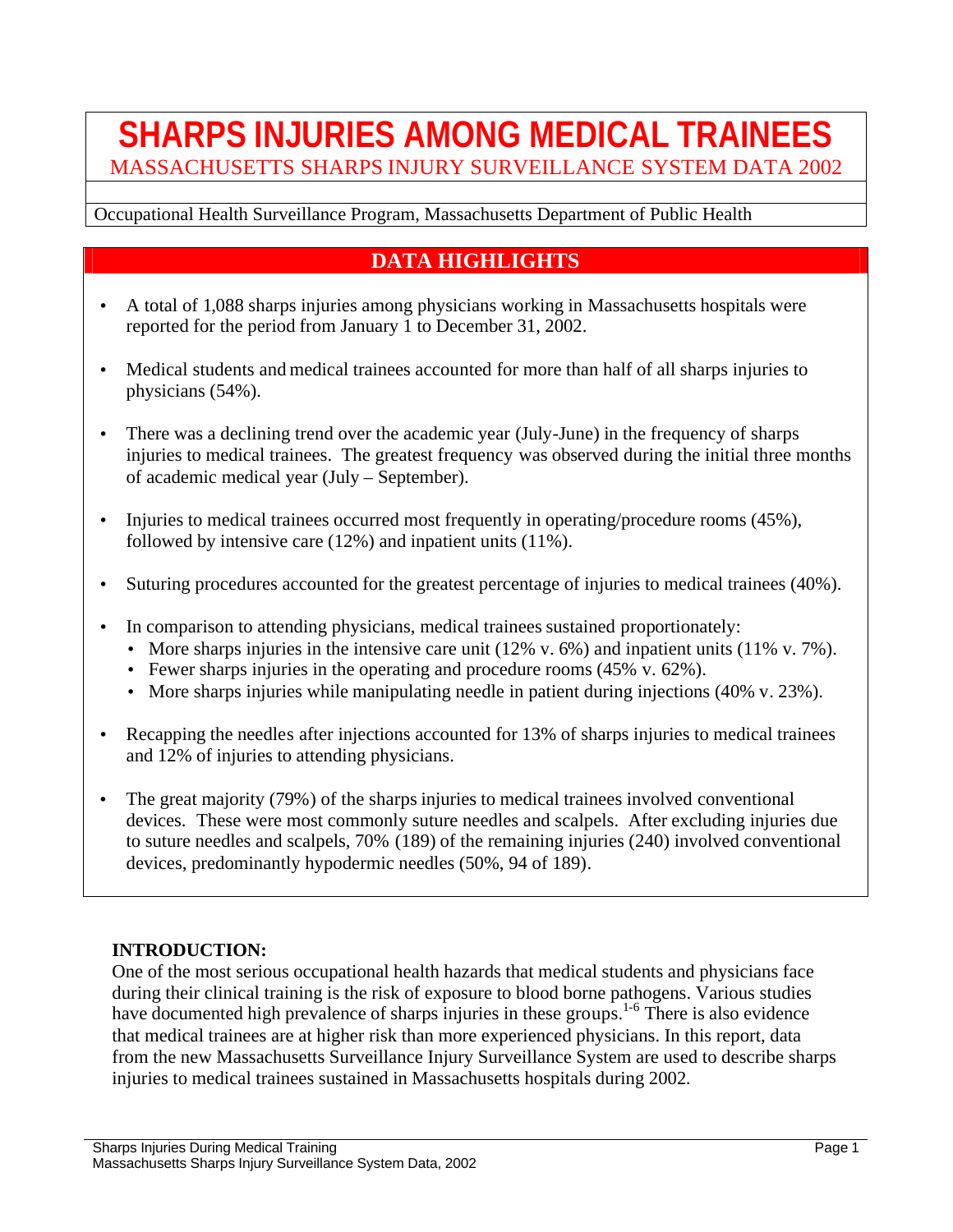# SHARPS INJURIES AMONG MEDICAL TRAINEES

MASSACHUSETTS SHARPS INJURY SURVEILLANCE SYSTEM DATA 2002

Occupational Health Surveillance Program, Massachusetts Department of Public Health

## DATA HIGHLIGHTS

- A total of 1,088 sharps injuries among physicians working in Massachusetts hospitals were reported for the period from January 1 to December 31, 2002.
- Medical students and medical trainees accounted for more than half of all sharps injuries to physicians (54%).
- There was a declining trend over the academic year (July-June) in the frequency of sharps injuries to medical trainees. The greatest frequency was observed during the initial three months of academic medical year (July – September).
- Injuries to medical trainees occurred most frequently in operating/procedure rooms (45%), followed by intensive care (12%) and inpatient units (11%).
- Suturing procedures accounted for the greatest percentage of injuries to medical trainees (40%).
- In comparison to attending physicians, medical trainees sustained proportionately:
  - More sharps injuries in the intensive care unit (12% v. 6%) and inpatient units (11% v. 7%).
  - Fewer sharps injuries in the operating and procedure rooms (45% v. 62%).
  - More sharps injuries while manipulating needle in patient during injections (40% v. 23%).
- Recapping the needles after injections accounted for 13% of sharps injuries to medical trainees and 12% of injuries to attending physicians.
- The great majority (79%) of the sharps injuries to medical trainees involved conventional devices. These were most commonly suture needles and scalpels. After excluding injuries due to suture needles and scalpels, 70% (189) of the remaining injuries (240) involved conventional devices, predominantly hypodermic needles (50%, 94 of 189).

## INTRODUCTION:

One of the most serious occupational health hazards that medical students and physicians face during their clinical training is the risk of exposure to blood borne pathogens. Various studies have documented high prevalence of sharps injuries in these groups.[1-6] There is also evidence that medical trainees are at higher risk than more experienced physicians. In this report, data from the new Massachusetts Surveillance Injury Surveillance System are used to describe sharps injuries to medical trainees sustained in Massachusetts hospitals during 2002.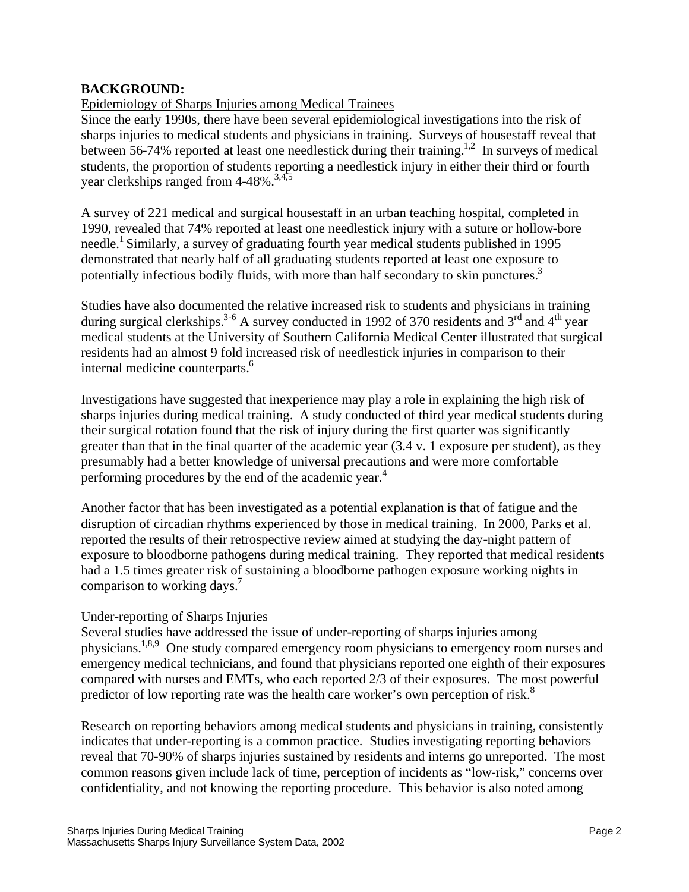**BACKGROUND:**

Epidemiology of Sharps Injuries among Medical Trainees

Since the early 1990s, there have been several epidemiological investigations into the risk of sharps injuries to medical students and physicians in training. Surveys of housestaff reveal that between 56-74% reported at least one needlestick during their training.[1,2] In surveys of medical students, the proportion of students reporting a needlestick injury in either their third or fourth year clerkships ranged from 4-48%.[3,4,5]

A survey of 221 medical and surgical housestaff in an urban teaching hospital, completed in 1990, revealed that 74% reported at least one needlestick injury with a suture or hollow-bore needle.[1] Similarly, a survey of graduating fourth year medical students published in 1995 demonstrated that nearly half of all graduating students reported at least one exposure to potentially infectious bodily fluids, with more than half secondary to skin punctures.[3]

Studies have also documented the relative increased risk to students and physicians in training during surgical clerkships.[3-6] A survey conducted in 1992 of 370 residents and 3rd and 4th year medical students at the University of Southern California Medical Center illustrated that surgical residents had an almost 9 fold increased risk of needlestick injuries in comparison to their internal medicine counterparts.[6]

Investigations have suggested that inexperience may play a role in explaining the high risk of sharps injuries during medical training. A study conducted of third year medical students during their surgical rotation found that the risk of injury during the first quarter was significantly greater than that in the final quarter of the academic year (3.4 v. 1 exposure per student), as they presumably had a better knowledge of universal precautions and were more comfortable performing procedures by the end of the academic year.[4]

Another factor that has been investigated as a potential explanation is that of fatigue and the disruption of circadian rhythms experienced by those in medical training. In 2000, Parks et al. reported the results of their retrospective review aimed at studying the day-night pattern of exposure to bloodborne pathogens during medical training. They reported that medical residents had a 1.5 times greater risk of sustaining a bloodborne pathogen exposure working nights in comparison to working days.[7]

Under-reporting of Sharps Injuries

Several studies have addressed the issue of under-reporting of sharps injuries among physicians.[1,8,9] One study compared emergency room physicians to emergency room nurses and emergency medical technicians, and found that physicians reported one eighth of their exposures compared with nurses and EMTs, who each reported 2/3 of their exposures. The most powerful predictor of low reporting rate was the health care worker's own perception of risk.[8]

Research on reporting behaviors among medical students and physicians in training, consistently indicates that under-reporting is a common practice. Studies investigating reporting behaviors reveal that 70-90% of sharps injuries sustained by residents and interns go unreported. The most common reasons given include lack of time, perception of incidents as "low-risk," concerns over confidentiality, and not knowing the reporting procedure. This behavior is also noted among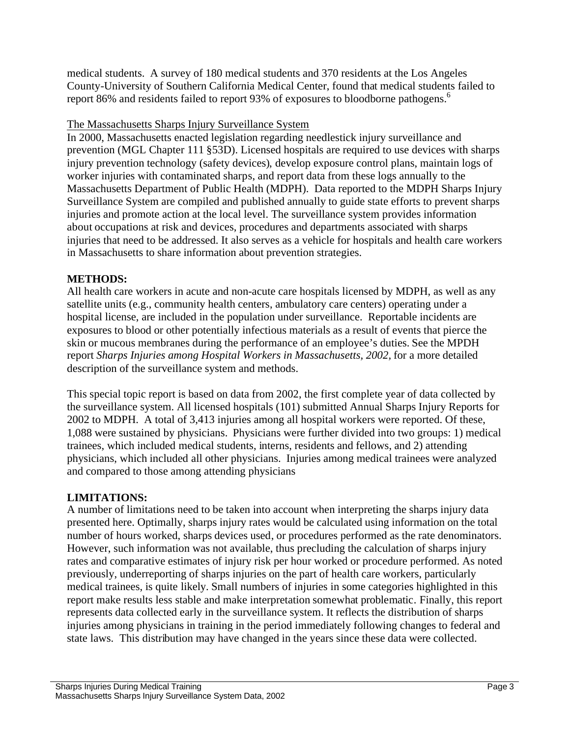medical students. A survey of 180 medical students and 370 residents at the Los Angeles County-University of Southern California Medical Center, found that medical students failed to report 86% and residents failed to report 93% of exposures to bloodborne pathogens.[6]

The Massachusetts Sharps Injury Surveillance System

In 2000, Massachusetts enacted legislation regarding needlestick injury surveillance and prevention (MGL Chapter 111 §53D). Licensed hospitals are required to use devices with sharps injury prevention technology (safety devices), develop exposure control plans, maintain logs of worker injuries with contaminated sharps, and report data from these logs annually to the Massachusetts Department of Public Health (MDPH). Data reported to the MDPH Sharps Injury Surveillance System are compiled and published annually to guide state efforts to prevent sharps injuries and promote action at the local level. The surveillance system provides information about occupations at risk and devices, procedures and departments associated with sharps injuries that need to be addressed. It also serves as a vehicle for hospitals and health care workers in Massachusetts to share information about prevention strategies.

## METHODS:

All health care workers in acute and non-acute care hospitals licensed by MDPH, as well as any satellite units (e.g., community health centers, ambulatory care centers) operating under a hospital license, are included in the population under surveillance. Reportable incidents are exposures to blood or other potentially infectious materials as a result of events that pierce the skin or mucous membranes during the performance of an employee's duties. See the MPDH report *Sharps Injuries among Hospital Workers in Massachusetts, 2002,* for a more detailed description of the surveillance system and methods.

This special topic report is based on data from 2002, the first complete year of data collected by the surveillance system. All licensed hospitals (101) submitted Annual Sharps Injury Reports for 2002 to MDPH. A total of 3,413 injuries among all hospital workers were reported. Of these, 1,088 were sustained by physicians. Physicians were further divided into two groups: 1) medical trainees, which included medical students, interns, residents and fellows, and 2) attending physicians, which included all other physicians. Injuries among medical trainees were analyzed and compared to those among attending physicians

## LIMITATIONS:

A number of limitations need to be taken into account when interpreting the sharps injury data presented here. Optimally, sharps injury rates would be calculated using information on the total number of hours worked, sharps devices used, or procedures performed as the rate denominators. However, such information was not available, thus precluding the calculation of sharps injury rates and comparative estimates of injury risk per hour worked or procedure performed. As noted previously, underreporting of sharps injuries on the part of health care workers, particularly medical trainees, is quite likely. Small numbers of injuries in some categories highlighted in this report make results less stable and make interpretation somewhat problematic. Finally, this report represents data collected early in the surveillance system. It reflects the distribution of sharps injuries among physicians in training in the period immediately following changes to federal and state laws. This distribution may have changed in the years since these data were collected.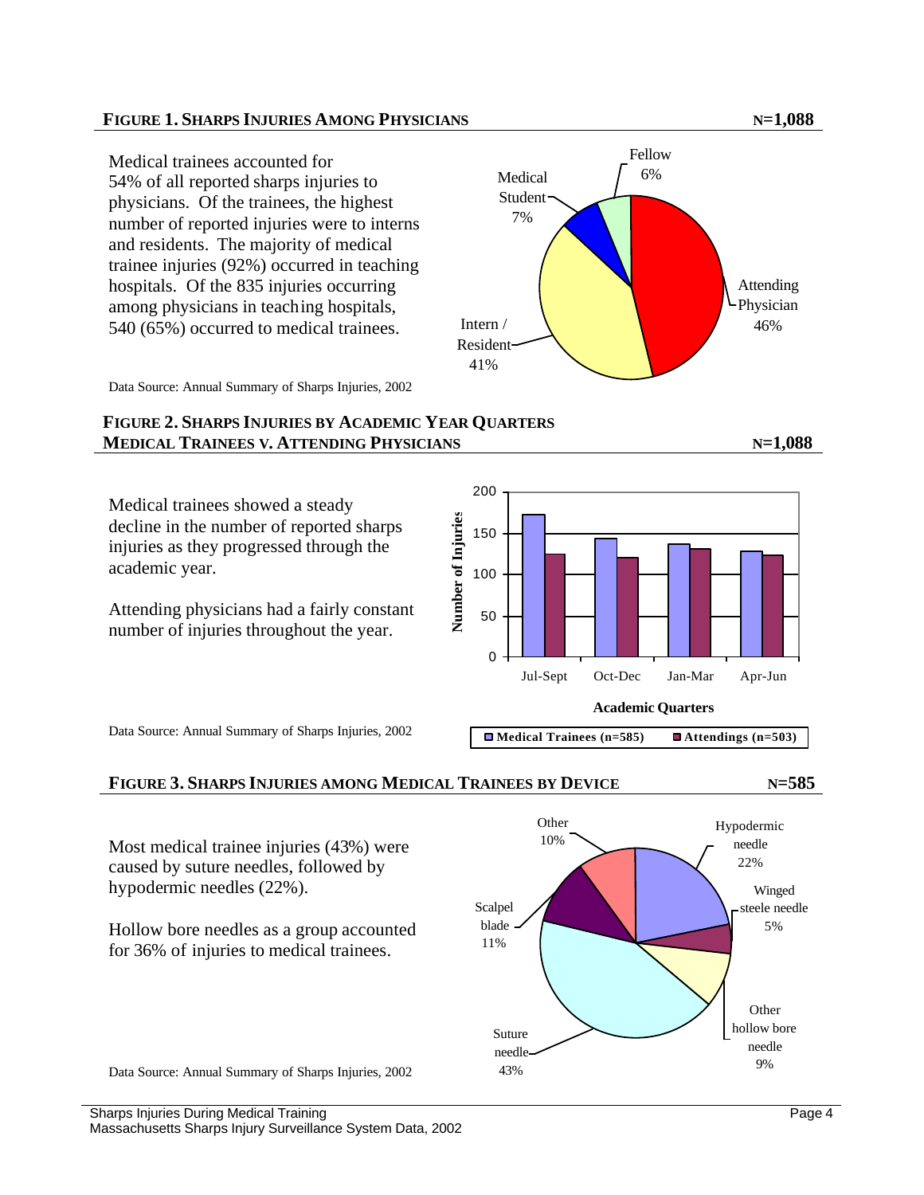## FIGURE 1. SHARPS INJURIES AMONG PHYSICIANS N=1,088

Medical trainees accounted for 54% of all reported sharps injuries to physicians. Of the trainees, the highest number of reported injuries were to interns and residents. The majority of medical trainee injuries (92%) occurred in teaching hospitals. Of the 835 injuries occurring among physicians in teaching hospitals, 540 (65%) occurred to medical trainees.

| Category | Percent |
|---|---|
| Attending Physician | 46% |
| Intern / Resident | 41% |
| Medical Student | 7% |
| Fellow | 6% |

Data Source: Annual Summary of Sharps Injuries, 2002

## FIGURE 2. SHARPS INJURIES BY ACADEMIC YEAR QUARTERS MEDICAL TRAINEES V. ATTENDING PHYSICIANS N=1,088

Medical trainees showed a steady decline in the number of reported sharps injuries as they progressed through the academic year.

Attending physicians had a fairly constant number of injuries throughout the year.

Chart: Number of Injuries by Academic Quarters (Jul-Sept, Oct-Dec, Jan-Mar, Apr-Jun); Medical Trainees (n=585), Attendings (n=503)

Data Source: Annual Summary of Sharps Injuries, 2002

## FIGURE 3. SHARPS INJURIES AMONG MEDICAL TRAINEES BY DEVICE N=585

Most medical trainee injuries (43%) were caused by suture needles, followed by hypodermic needles (22%).

Hollow bore needles as a group accounted for 36% of injuries to medical trainees.

| Device | Percent |
|---|---|
| Suture needle | 43% |
| Hypodermic needle | 22% |
| Scalpel blade | 11% |
| Other | 10% |
| Other hollow bore needle | 9% |
| Winged steele needle | 5% |

Data Source: Annual Summary of Sharps Injuries, 2002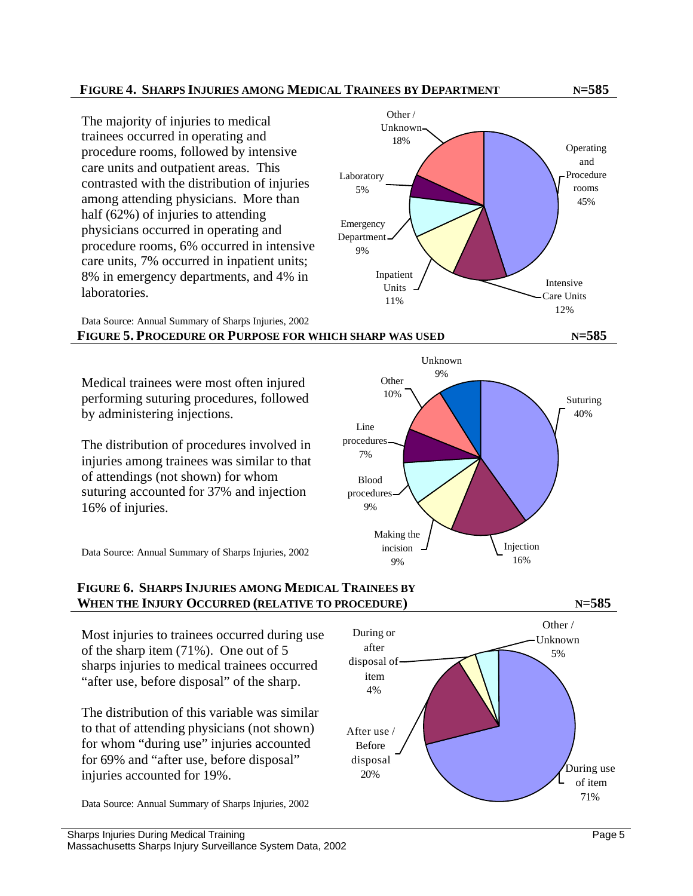**FIGURE 4. SHARPS INJURIES AMONG MEDICAL TRAINEES BY DEPARTMENT** N=585

The majority of injuries to medical trainees occurred in operating and procedure rooms, followed by intensive care units and outpatient areas. This contrasted with the distribution of injuries among attending physicians. More than half (62%) of injuries to attending physicians occurred in operating and procedure rooms, 6% occurred in intensive care units, 7% occurred in inpatient units; 8% in emergency departments, and 4% in laboratories.

| Department | Percent |
|---|---|
| Operating and Procedure rooms | 45% |
| Intensive Care Units | 12% |
| Inpatient Units | 11% |
| Emergency Department | 9% |
| Laboratory | 5% |
| Other / Unknown | 18% |

Data Source: Annual Summary of Sharps Injuries, 2002

**FIGURE 5. PROCEDURE OR PURPOSE FOR WHICH SHARP WAS USED** N=585

Medical trainees were most often injured performing suturing procedures, followed by administering injections.

The distribution of procedures involved in injuries among trainees was similar to that of attendings (not shown) for whom suturing accounted for 37% and injection 16% of injuries.

| Procedure | Percent |
|---|---|
| Suturing | 40% |
| Injection | 16% |
| Making the incision | 9% |
| Blood procedures | 9% |
| Line procedures | 7% |
| Other | 10% |
| Unknown | 9% |

Data Source: Annual Summary of Sharps Injuries, 2002

**FIGURE 6. SHARPS INJURIES AMONG MEDICAL TRAINEES BY WHEN THE INJURY OCCURRED (RELATIVE TO PROCEDURE)** N=585

Most injuries to trainees occurred during use of the sharp item (71%). One out of 5 sharps injuries to medical trainees occurred "after use, before disposal" of the sharp.

The distribution of this variable was similar to that of attending physicians (not shown) for whom "during use" injuries accounted for 69% and "after use, before disposal" injuries accounted for 19%.

| When | Percent |
|---|---|
| During use of item | 71% |
| After use / Before disposal | 20% |
| During or after disposal of item | 4% |
| Other / Unknown | 5% |

Data Source: Annual Summary of Sharps Injuries, 2002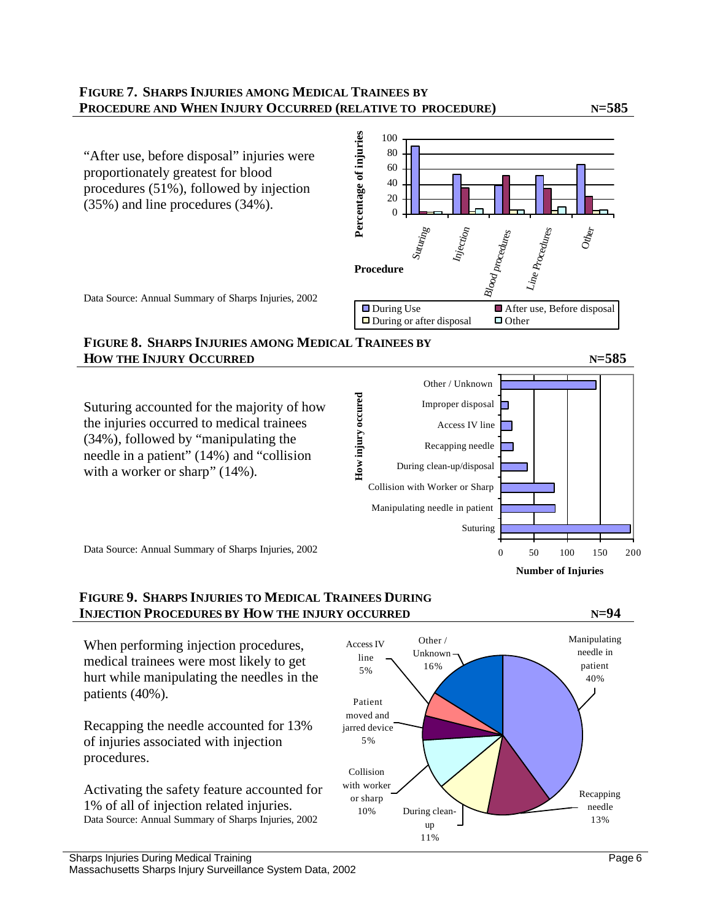## FIGURE 7. SHARPS INJURIES AMONG MEDICAL TRAINEES BY PROCEDURE AND WHEN INJURY OCCURRED (RELATIVE TO PROCEDURE) N=585

"After use, before disposal" injuries were proportionately greatest for blood procedures (51%), followed by injection (35%) and line procedures (34%).

Data Source: Annual Summary of Sharps Injuries, 2002

## FIGURE 8. SHARPS INJURIES AMONG MEDICAL TRAINEES BY HOW THE INJURY OCCURRED N=585

Suturing accounted for the majority of how the injuries occurred to medical trainees (34%), followed by "manipulating the needle in a patient" (14%) and "collision with a worker or sharp" (14%).

Data Source: Annual Summary of Sharps Injuries, 2002

## FIGURE 9. SHARPS INJURIES TO MEDICAL TRAINEES DURING INJECTION PROCEDURES BY HOW THE INJURY OCCURRED N=94

When performing injection procedures, medical trainees were most likely to get hurt while manipulating the needles in the patients (40%).

Recapping the needle accounted for 13% of injuries associated with injection procedures.

Activating the safety feature accounted for 1% of all of injection related injuries.

Data Source: Annual Summary of Sharps Injuries, 2002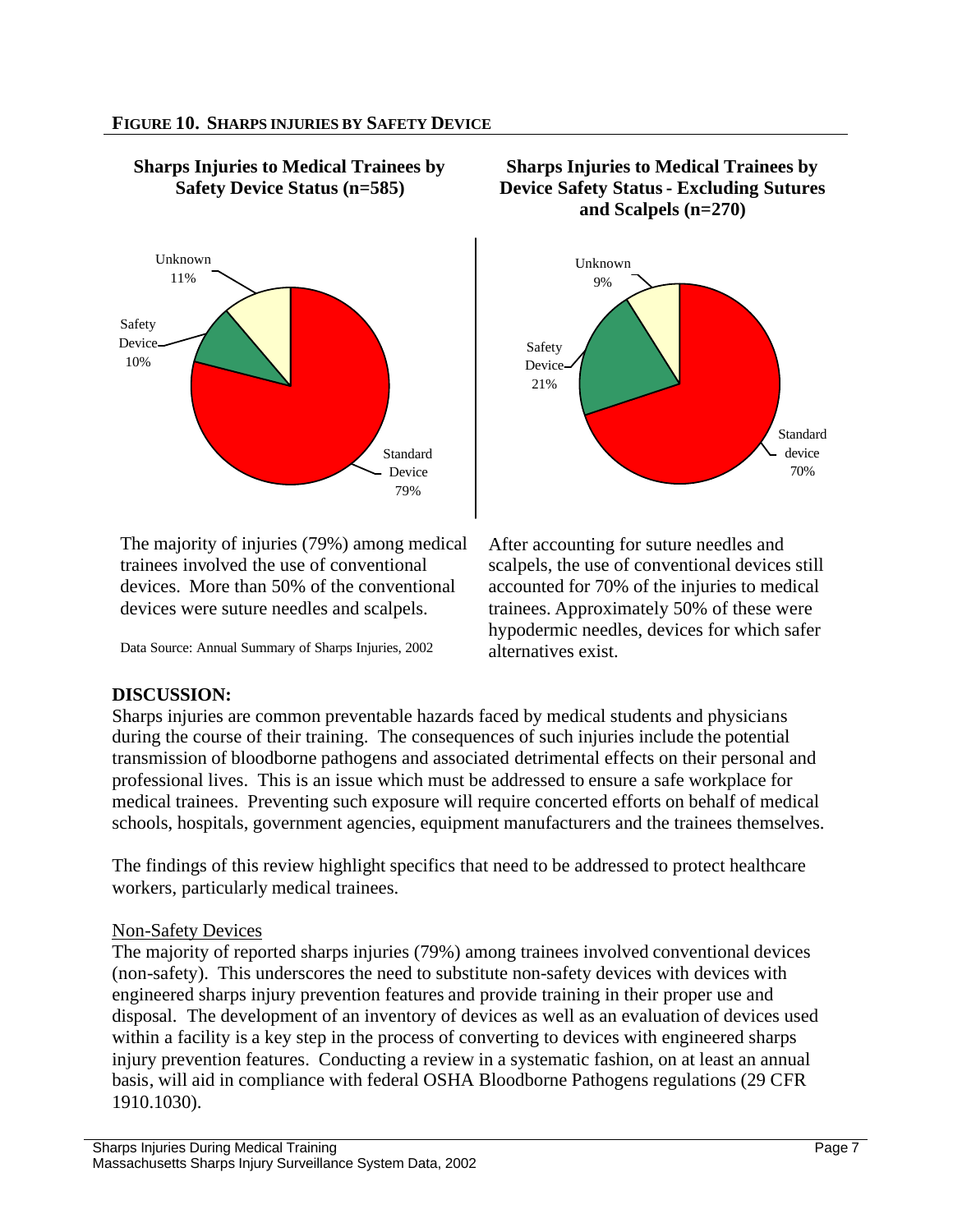**FIGURE 10. SHARPS INJURIES BY SAFETY DEVICE**

**Sharps Injuries to Medical Trainees by Safety Device Status (n=585)**

Unknown 11%

Safety Device 10%

Standard Device 79%

The majority of injuries (79%) among medical trainees involved the use of conventional devices. More than 50% of the conventional devices were suture needles and scalpels.

Data Source: Annual Summary of Sharps Injuries, 2002

**Sharps Injuries to Medical Trainees by Device Safety Status - Excluding Sutures and Scalpels (n=270)**

Unknown 9%

Safety Device 21%

Standard device 70%

After accounting for suture needles and scalpels, the use of conventional devices still accounted for 70% of the injuries to medical trainees. Approximately 50% of these were hypodermic needles, devices for which safer alternatives exist.

## DISCUSSION:

Sharps injuries are common preventable hazards faced by medical students and physicians during the course of their training. The consequences of such injuries include the potential transmission of bloodborne pathogens and associated detrimental effects on their personal and professional lives. This is an issue which must be addressed to ensure a safe workplace for medical trainees. Preventing such exposure will require concerted efforts on behalf of medical schools, hospitals, government agencies, equipment manufacturers and the trainees themselves.

The findings of this review highlight specifics that need to be addressed to protect healthcare workers, particularly medical trainees.

### Non-Safety Devices

The majority of reported sharps injuries (79%) among trainees involved conventional devices (non-safety). This underscores the need to substitute non-safety devices with devices with engineered sharps injury prevention features and provide training in their proper use and disposal. The development of an inventory of devices as well as an evaluation of devices used within a facility is a key step in the process of converting to devices with engineered sharps injury prevention features. Conducting a review in a systematic fashion, on at least an annual basis, will aid in compliance with federal OSHA Bloodborne Pathogens regulations (29 CFR 1910.1030).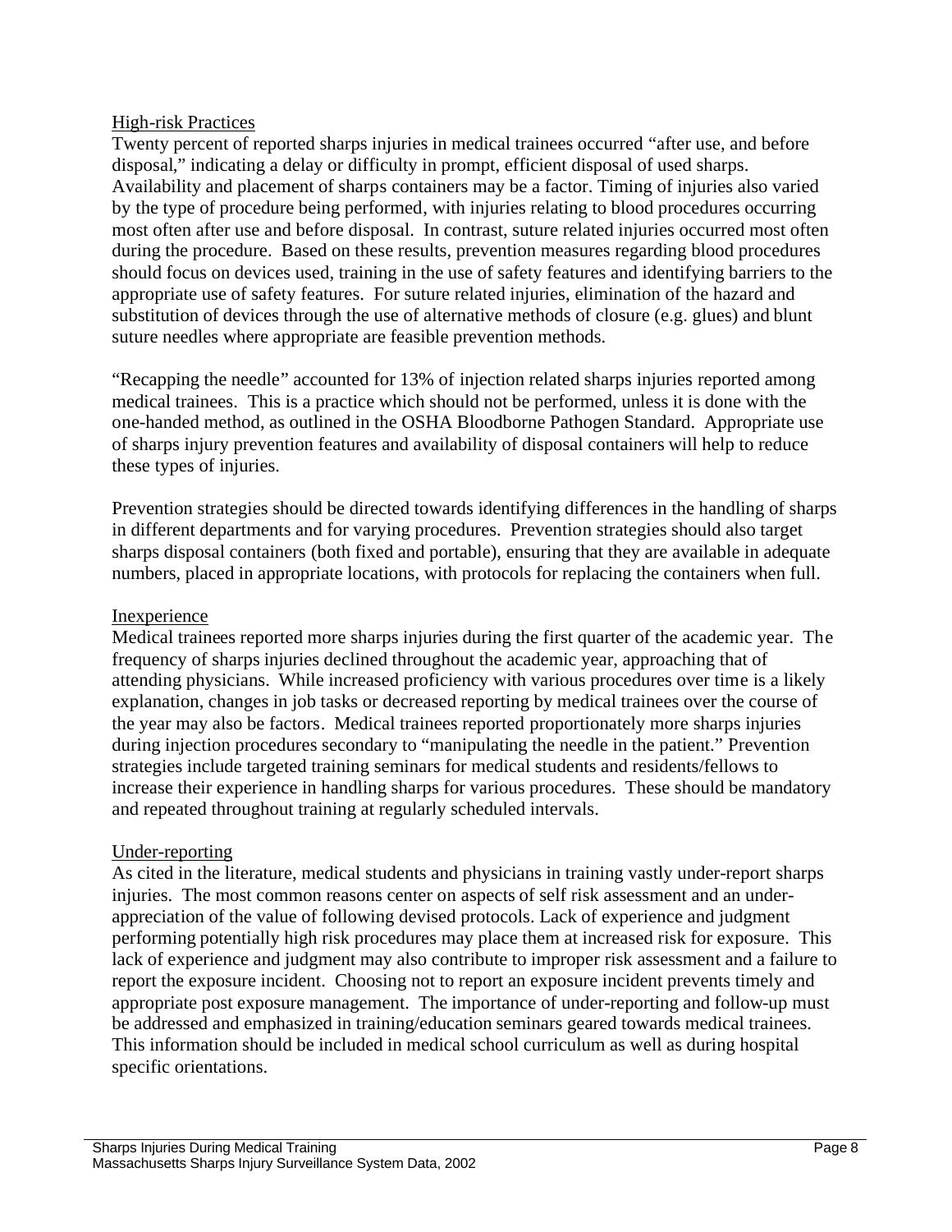### High-risk Practices

Twenty percent of reported sharps injuries in medical trainees occurred "after use, and before disposal," indicating a delay or difficulty in prompt, efficient disposal of used sharps. Availability and placement of sharps containers may be a factor. Timing of injuries also varied by the type of procedure being performed, with injuries relating to blood procedures occurring most often after use and before disposal. In contrast, suture related injuries occurred most often during the procedure. Based on these results, prevention measures regarding blood procedures should focus on devices used, training in the use of safety features and identifying barriers to the appropriate use of safety features. For suture related injuries, elimination of the hazard and substitution of devices through the use of alternative methods of closure (e.g. glues) and blunt suture needles where appropriate are feasible prevention methods.

"Recapping the needle" accounted for 13% of injection related sharps injuries reported among medical trainees. This is a practice which should not be performed, unless it is done with the one-handed method, as outlined in the OSHA Bloodborne Pathogen Standard. Appropriate use of sharps injury prevention features and availability of disposal containers will help to reduce these types of injuries.

Prevention strategies should be directed towards identifying differences in the handling of sharps in different departments and for varying procedures. Prevention strategies should also target sharps disposal containers (both fixed and portable), ensuring that they are available in adequate numbers, placed in appropriate locations, with protocols for replacing the containers when full.

### Inexperience

Medical trainees reported more sharps injuries during the first quarter of the academic year. The frequency of sharps injuries declined throughout the academic year, approaching that of attending physicians. While increased proficiency with various procedures over time is a likely explanation, changes in job tasks or decreased reporting by medical trainees over the course of the year may also be factors. Medical trainees reported proportionately more sharps injuries during injection procedures secondary to "manipulating the needle in the patient." Prevention strategies include targeted training seminars for medical students and residents/fellows to increase their experience in handling sharps for various procedures. These should be mandatory and repeated throughout training at regularly scheduled intervals.

### Under-reporting

As cited in the literature, medical students and physicians in training vastly under-report sharps injuries. The most common reasons center on aspects of self risk assessment and an under-appreciation of the value of following devised protocols. Lack of experience and judgment performing potentially high risk procedures may place them at increased risk for exposure. This lack of experience and judgment may also contribute to improper risk assessment and a failure to report the exposure incident. Choosing not to report an exposure incident prevents timely and appropriate post exposure management. The importance of under-reporting and follow-up must be addressed and emphasized in training/education seminars geared towards medical trainees. This information should be included in medical school curriculum as well as during hospital specific orientations.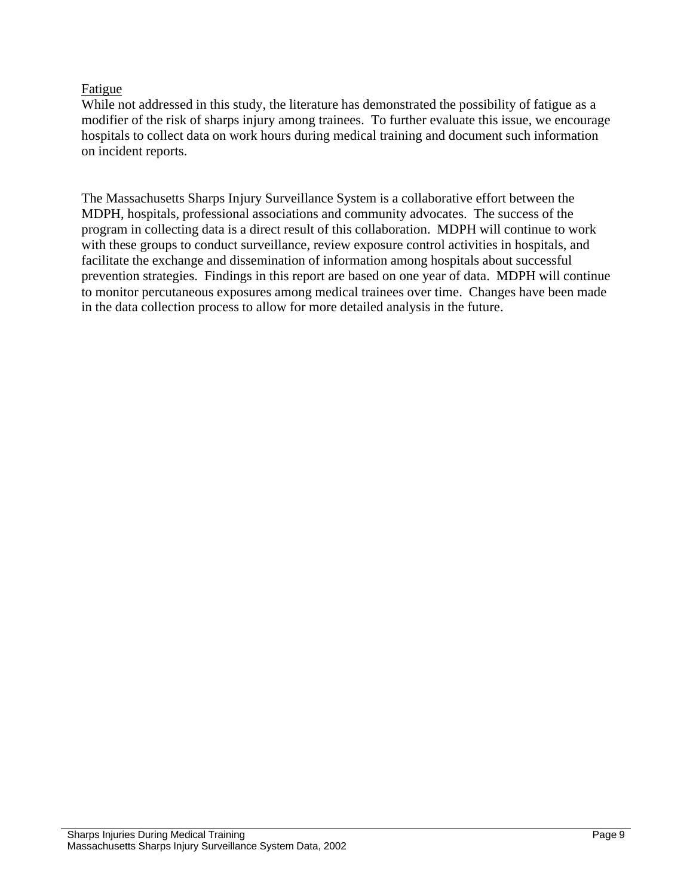<u>Fatigue</u>

While not addressed in this study, the literature has demonstrated the possibility of fatigue as a modifier of the risk of sharps injury among trainees. To further evaluate this issue, we encourage hospitals to collect data on work hours during medical training and document such information on incident reports.

The Massachusetts Sharps Injury Surveillance System is a collaborative effort between the MDPH, hospitals, professional associations and community advocates. The success of the program in collecting data is a direct result of this collaboration. MDPH will continue to work with these groups to conduct surveillance, review exposure control activities in hospitals, and facilitate the exchange and dissemination of information among hospitals about successful prevention strategies. Findings in this report are based on one year of data. MDPH will continue to monitor percutaneous exposures among medical trainees over time. Changes have been made in the data collection process to allow for more detailed analysis in the future.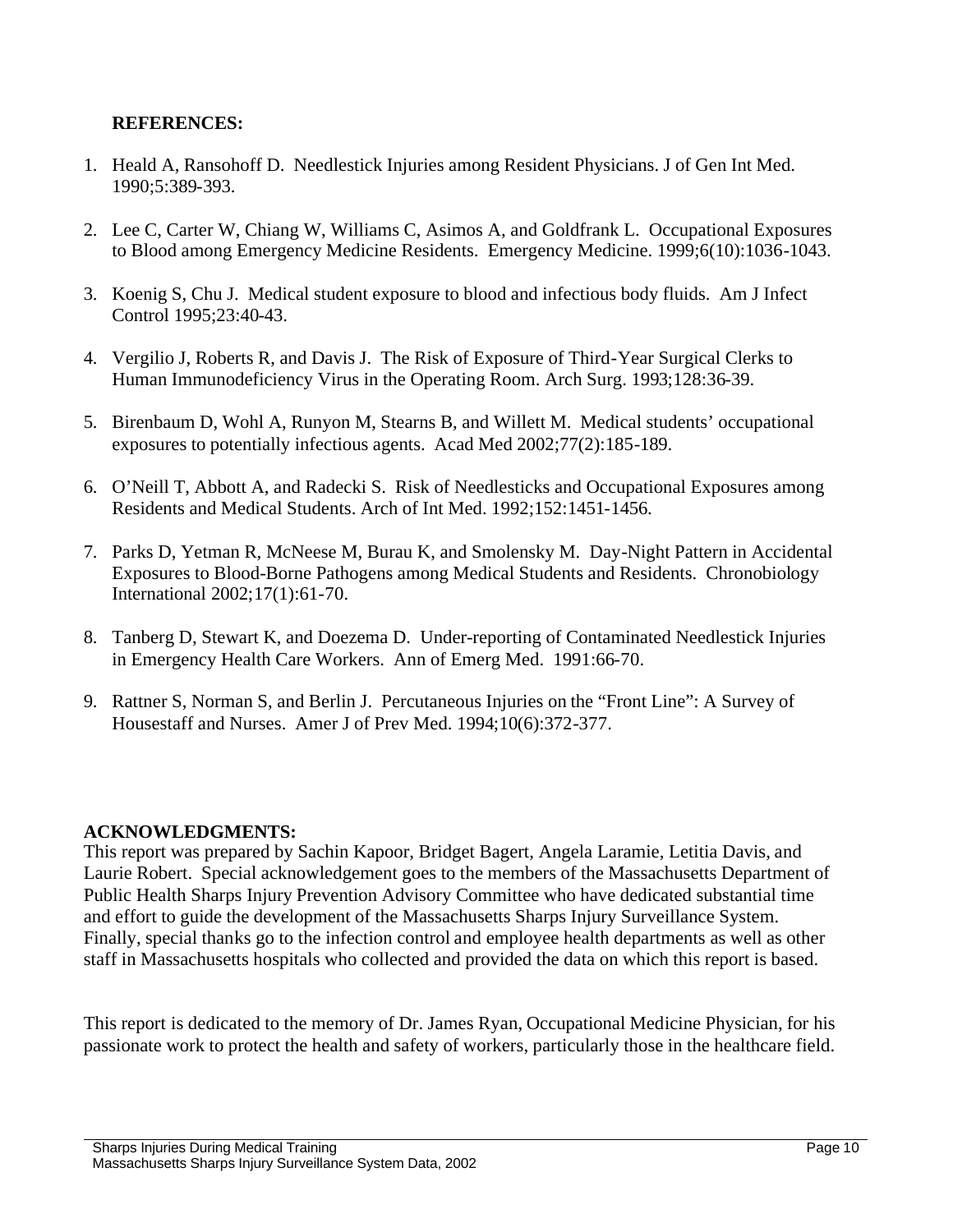**REFERENCES:**

1. Heald A, Ransohoff D. Needlestick Injuries among Resident Physicians. J of Gen Int Med. 1990;5:389-393.

2. Lee C, Carter W, Chiang W, Williams C, Asimos A, and Goldfrank L. Occupational Exposures to Blood among Emergency Medicine Residents. Emergency Medicine. 1999;6(10):1036-1043.

3. Koenig S, Chu J. Medical student exposure to blood and infectious body fluids. Am J Infect Control 1995;23:40-43.

4. Vergilio J, Roberts R, and Davis J. The Risk of Exposure of Third-Year Surgical Clerks to Human Immunodeficiency Virus in the Operating Room. Arch Surg. 1993;128:36-39.

5. Birenbaum D, Wohl A, Runyon M, Stearns B, and Willett M. Medical students' occupational exposures to potentially infectious agents. Acad Med 2002;77(2):185-189.

6. O'Neill T, Abbott A, and Radecki S. Risk of Needlesticks and Occupational Exposures among Residents and Medical Students. Arch of Int Med. 1992;152:1451-1456.

7. Parks D, Yetman R, McNeese M, Burau K, and Smolensky M. Day-Night Pattern in Accidental Exposures to Blood-Borne Pathogens among Medical Students and Residents. Chronobiology International 2002;17(1):61-70.

8. Tanberg D, Stewart K, and Doezema D. Under-reporting of Contaminated Needlestick Injuries in Emergency Health Care Workers. Ann of Emerg Med. 1991:66-70.

9. Rattner S, Norman S, and Berlin J. Percutaneous Injuries on the "Front Line": A Survey of Housestaff and Nurses. Amer J of Prev Med. 1994;10(6):372-377.

**ACKNOWLEDGMENTS:**

This report was prepared by Sachin Kapoor, Bridget Bagert, Angela Laramie, Letitia Davis, and Laurie Robert. Special acknowledgement goes to the members of the Massachusetts Department of Public Health Sharps Injury Prevention Advisory Committee who have dedicated substantial time and effort to guide the development of the Massachusetts Sharps Injury Surveillance System. Finally, special thanks go to the infection control and employee health departments as well as other staff in Massachusetts hospitals who collected and provided the data on which this report is based.

This report is dedicated to the memory of Dr. James Ryan, Occupational Medicine Physician, for his passionate work to protect the health and safety of workers, particularly those in the healthcare field.